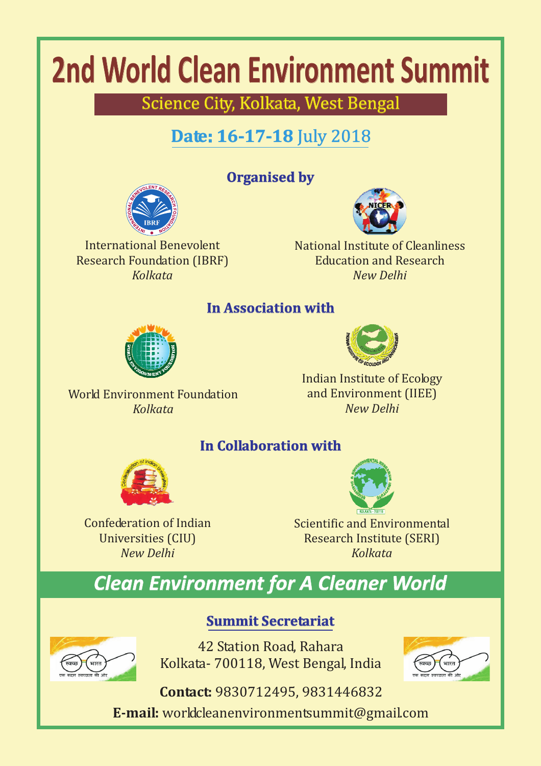# 2nd World Clean Environment Summit

## Science City, Kolkata, West Bengal

### Date: 16-17-18 July 2018

### Organised by

International Benevolent Research Foundation (IBRF)
*Kolkata*

National Institute of Cleanliness Education and Research
*New Delhi*

### In Association with

World Environment Foundation
*Kolkata*

Indian Institute of Ecology and Environment (IIEE)
*New Delhi*

### In Collaboration with

Confederation of Indian Universities (CIU)
*New Delhi*

Scientific and Environmental Research Institute (SERI)
*Kolkata*

## *Clean Environment for A Cleaner World*

### Summit Secretariat

42 Station Road, Rahara
Kolkata- 700118, West Bengal, India

**Contact:** 9830712495, 9831446832

**E-mail:** worldcleanenvironmentsummit@gmail.com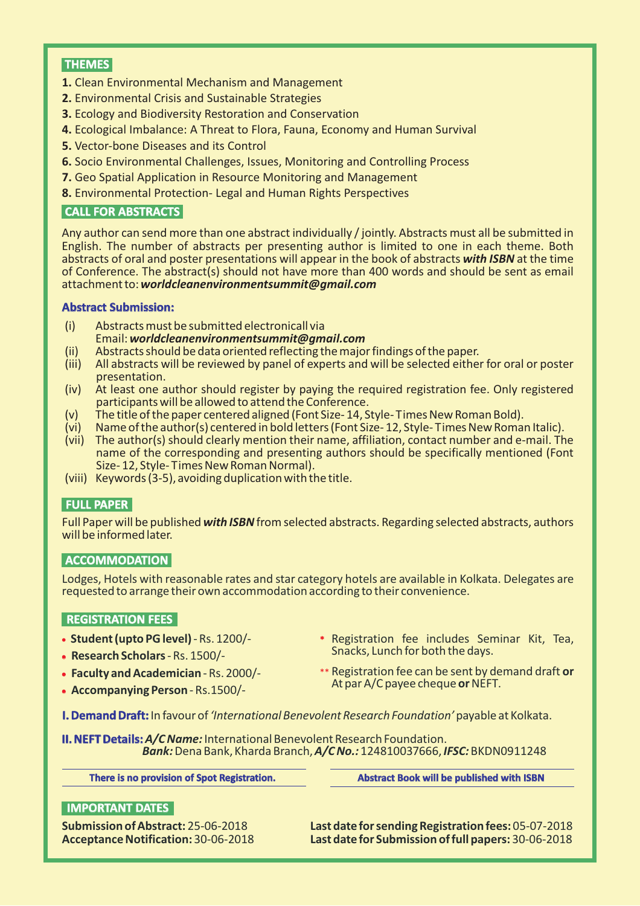## THEMES

**1.** Clean Environmental Mechanism and Management
**2.** Environmental Crisis and Sustainable Strategies
**3.** Ecology and Biodiversity Restoration and Conservation
**4.** Ecological Imbalance: A Threat to Flora, Fauna, Economy and Human Survival
**5.** Vector-bone Diseases and its Control
**6.** Socio Environmental Challenges, Issues, Monitoring and Controlling Process
**7.** Geo Spatial Application in Resource Monitoring and Management
**8.** Environmental Protection- Legal and Human Rights Perspectives

## CALL FOR ABSTRACTS

Any author can send more than one abstract individually / jointly. Abstracts must all be submitted in English. The number of abstracts per presenting author is limited to one in each theme. Both abstracts of oral and poster presentations will appear in the book of abstracts ***with ISBN*** at the time of Conference. The abstract(s) should not have more than 400 words and should be sent as email attachment to: ***worldcleanenvironmentsummit@gmail.com***

### Abstract Submission:

- (i) Abstracts must be submitted electronicall via Email: ***worldcleanenvironmentsummit@gmail.com***
- (ii) Abstracts should be data oriented reflecting the major findings of the paper.
- (iii) All abstracts will be reviewed by panel of experts and will be selected either for oral or poster presentation.
- (iv) At least one author should register by paying the required registration fee. Only registered participants will be allowed to attend the Conference.
- (v) The title of the paper centered aligned (Font Size- 14, Style- Times New Roman Bold).
- (vi) Name of the author(s) centered in bold letters (Font Size- 12, Style- Times New Roman Italic).
- (vii) The author(s) should clearly mention their name, affiliation, contact number and e-mail. The name of the corresponding and presenting authors should be specifically mentioned (Font Size- 12, Style- Times New Roman Normal).
- (viii) Keywords (3-5), avoiding duplication with the title.

## FULL PAPER

Full Paper will be published ***with ISBN*** from selected abstracts. Regarding selected abstracts, authors will be informed later.

## ACCOMMODATION

Lodges, Hotels with reasonable rates and star category hotels are available in Kolkata. Delegates are requested to arrange their own accommodation according to their convenience.

## REGISTRATION FEES

- **Student (upto PG level)** - Rs. 1200/-
- **Research Scholars** - Rs. 1500/-
- **Faculty and Academician** - Rs. 2000/-
- **Accompanying Person** - Rs.1500/-

\* Registration fee includes Seminar Kit, Tea, Snacks, Lunch for both the days.

\*\* Registration fee can be sent by demand draft **or** At par A/C payee cheque **or** NEFT.

**I. Demand Draft:** In favour of *'International Benevolent Research Foundation'* payable at Kolkata.

**II. NEFT Details:** ***A/C Name:*** International Benevolent Research Foundation.
***Bank:*** Dena Bank, Kharda Branch, ***A/C No.:*** 124810037666, ***IFSC:*** BKDN0911248

**There is no provision of Spot Registration.**

**Abstract Book will be published with ISBN**

## IMPORTANT DATES

**Submission of Abstract:** 25-06-2018
**Acceptance Notification:** 30-06-2018
**Last date for sending Registration fees:** 05-07-2018
**Last date for Submission of full papers:** 30-06-2018